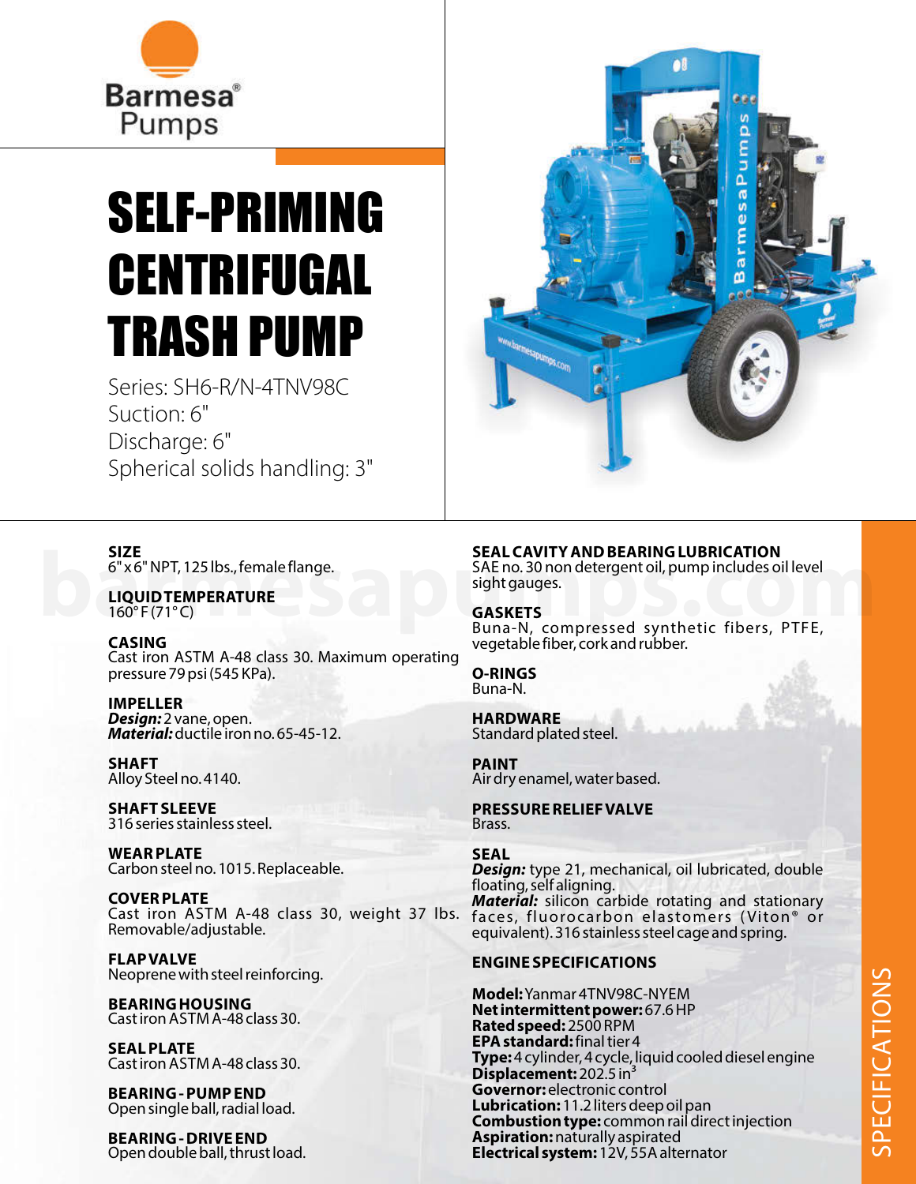Barmesa® Pumps

# SELF-PRIMING CENTRIFUGAL TRASH PUMP

Series: SH6-R/N-4TNV98C
Suction: 6"
Discharge: 6"
Spherical solids handling: 3"

## SPECIFICATIONS

**SIZE**
6" x 6" NPT, 125 lbs., female flange.

**LIQUID TEMPERATURE**
160° F (71° C)

**CASING**
Cast iron ASTM A-48 class 30. Maximum operating pressure 79 psi (545 KPa).

**IMPELLER**
***Design:*** 2 vane, open.
***Material:*** ductile iron no. 65-45-12.

**SHAFT**
Alloy Steel no. 4140.

**SHAFT SLEEVE**
316 series stainless steel.

**WEAR PLATE**
Carbon steel no. 1015. Replaceable.

**COVER PLATE**
Cast iron ASTM A-48 class 30, weight 37 lbs. Removable/adjustable.

**FLAP VALVE**
Neoprene with steel reinforcing.

**BEARING HOUSING**
Cast iron ASTM A-48 class 30.

**SEAL PLATE**
Cast iron ASTM A-48 class 30.

**BEARING - PUMP END**
Open single ball, radial load.

**BEARING - DRIVE END**
Open double ball, thrust load.

**SEAL CAVITY AND BEARING LUBRICATION**
SAE no. 30 non detergent oil, pump includes oil level sight gauges.

**GASKETS**
Buna-N, compressed synthetic fibers, PTFE, vegetable fiber, cork and rubber.

**O-RINGS**
Buna-N.

**HARDWARE**
Standard plated steel.

**PAINT**
Air dry enamel, water based.

**PRESSURE RELIEF VALVE**
Brass.

**SEAL**
***Design:*** type 21, mechanical, oil lubricated, double floating, self aligning.
***Material:*** silicon carbide rotating and stationary faces, fluorocarbon elastomers (Viton® or equivalent). 316 stainless steel cage and spring.

**ENGINE SPECIFICATIONS**

**Model:** Yanmar 4TNV98C-NYEM
**Net intermittent power:** 67.6 HP
**Rated speed:** 2500 RPM
**EPA standard:** final tier 4
**Type:** 4 cylinder, 4 cycle, liquid cooled diesel engine
**Displacement:** 202.5 $in^3$
**Governor:** electronic control
**Lubrication:** 11.2 liters deep oil pan
**Combustion type:** common rail direct injection
**Aspiration:** naturally aspirated
**Electrical system:** 12V, 55A alternator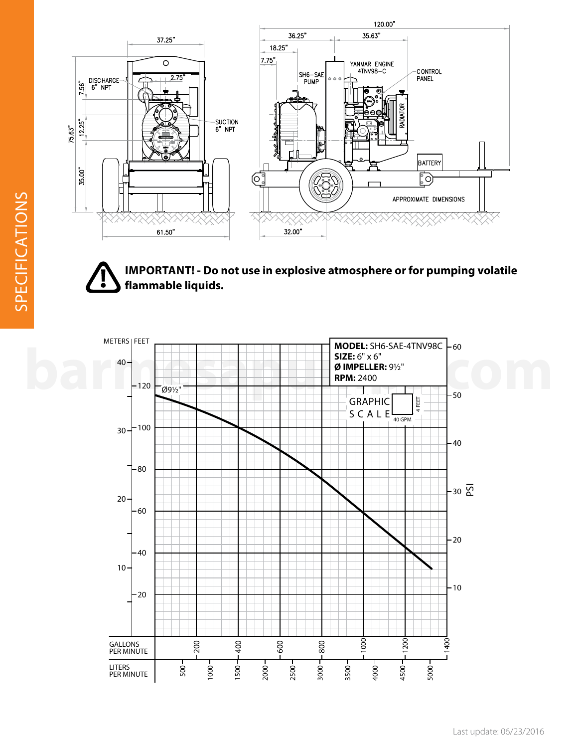SPECIFICATIONS

37.25"

7.56"

DISCHARGE 6" NPT

2.75"

12.25"

75.63"

SUCTION 6" NPT

35.00"

61.50"

120.00"

36.25"

35.63"

18.25"

7.75"

SH6–SAE PUMP

YANMAR ENGINE 4TNV98–C

CONTROL PANEL

RADIATOR

BATTERY

APPROXIMATE DIMENSIONS

32.00"

**IMPORTANT! - Do not use in explosive atmosphere or for pumping volatile flammable liquids.**

**MODEL:** SH6-SAE-4TNV98C
**SIZE:** 6" x 6"
**Ø IMPELLER:** 9½"
**RPM:** 2400

GRAPHIC SCALE

4 FEET

40 GPM

Ø9½"

METERS | FEET

40

120

30

100

80

20

60

40

10

20

PSI

60

50

40

30

20

10

GALLONS PER MINUTE

200

400

600

800

1000

1200

1400

LITERS PER MINUTE

500

1000

1500

2000

2500

3000

3500

4000

4500

5000

Last update: 06/23/2016